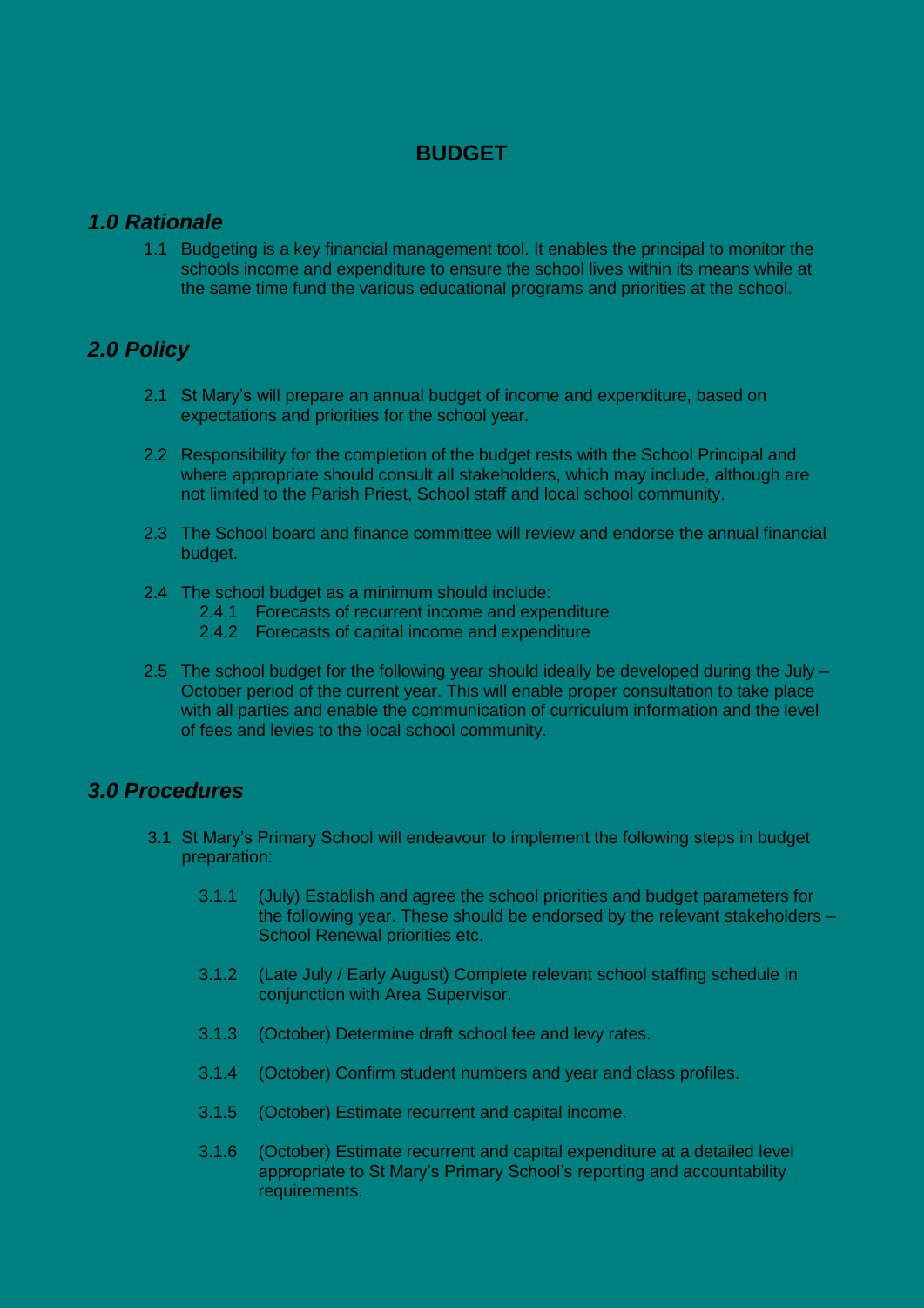# BUDGET

## *1.0 Rationale*

1.1 Budgeting is a key financial management tool. It enables the principal to monitor the schools income and expenditure to ensure the school lives within its means while at the same time fund the various educational programs and priorities at the school.

## *2.0 Policy*

2.1 St Mary's will prepare an annual budget of income and expenditure, based on expectations and priorities for the school year.

2.2 Responsibility for the completion of the budget rests with the School Principal and where appropriate should consult all stakeholders, which may include, although are not limited to the Parish Priest, School staff and local school community.

2.3 The School board and finance committee will review and endorse the annual financial budget.

2.4 The school budget as a minimum should include:

- 2.4.1 Forecasts of recurrent income and expenditure
- 2.4.2 Forecasts of capital income and expenditure

2.5 The school budget for the following year should ideally be developed during the July – October period of the current year. This will enable proper consultation to take place with all parties and enable the communication of curriculum information and the level of fees and levies to the local school community.

## *3.0 Procedures*

3.1 St Mary's Primary School will endeavour to implement the following steps in budget preparation:

- 3.1.1 (July) Establish and agree the school priorities and budget parameters for the following year. These should be endorsed by the relevant stakeholders – School Renewal priorities etc.
- 3.1.2 (Late July / Early August) Complete relevant school staffing schedule in conjunction with Area Supervisor.
- 3.1.3 (October) Determine draft school fee and levy rates.
- 3.1.4 (October) Confirm student numbers and year and class profiles.
- 3.1.5 (October) Estimate recurrent and capital income.
- 3.1.6 (October) Estimate recurrent and capital expenditure at a detailed level appropriate to St Mary's Primary School's reporting and accountability requirements.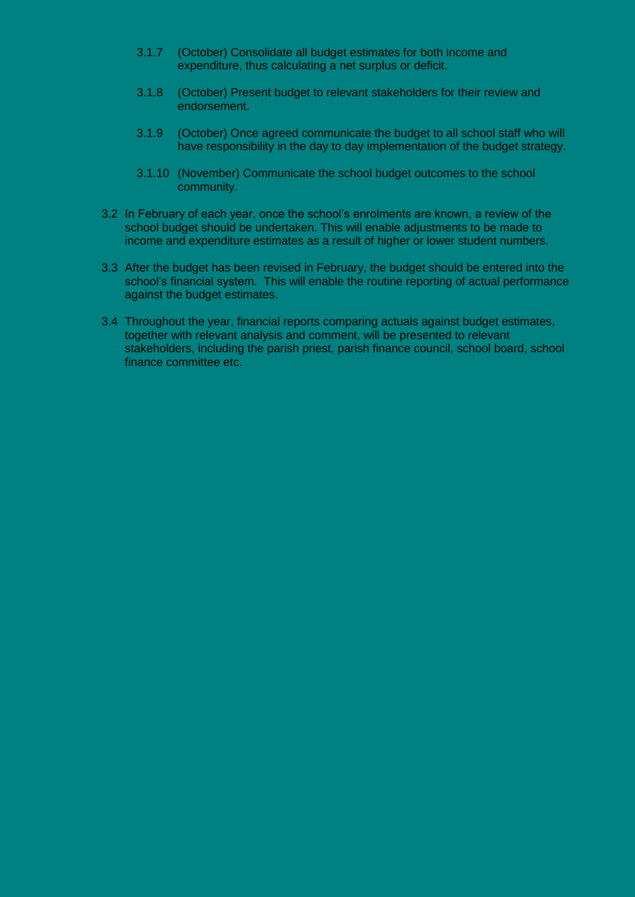3.1.7 (October) Consolidate all budget estimates for both income and expenditure, thus calculating a net surplus or deficit.

3.1.8 (October) Present budget to relevant stakeholders for their review and endorsement.

3.1.9 (October) Once agreed communicate the budget to all school staff who will have responsibility in the day to day implementation of the budget strategy.

3.1.10 (November) Communicate the school budget outcomes to the school community.

3.2 In February of each year, once the school's enrolments are known, a review of the school budget should be undertaken. This will enable adjustments to be made to income and expenditure estimates as a result of higher or lower student numbers.

3.3 After the budget has been revised in February, the budget should be entered into the school's financial system. This will enable the routine reporting of actual performance against the budget estimates.

3.4 Throughout the year, financial reports comparing actuals against budget estimates, together with relevant analysis and comment, will be presented to relevant stakeholders, including the parish priest, parish finance council, school board, school finance committee etc.